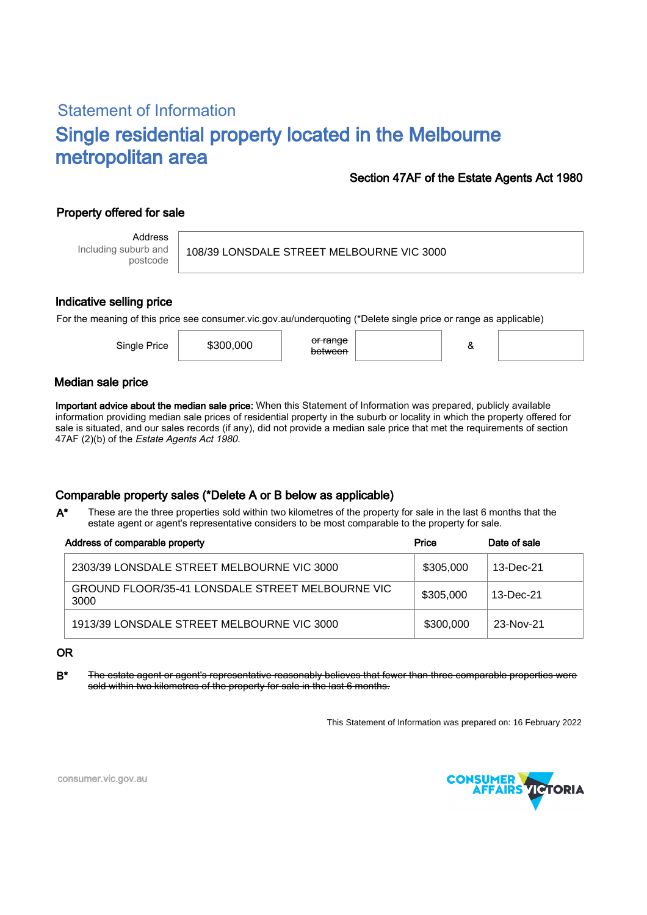## Statement of Information

# Single residential property located in the Melbourne metropolitan area

**Section 47AF of the Estate Agents Act 1980**

### Property offered for sale

| Address<br>Including suburb and postcode | 108/39 LONSDALE STREET MELBOURNE VIC 3000 |
|---|---|

### Indicative selling price

For the meaning of this price see consumer.vic.gov.au/underquoting (*Delete single price or range as applicable)

| Single Price | $300,000 | ~~or range between~~ | | & | |
|---|---|---|---|---|---|

### Median sale price

**Important advice about the median sale price:** When this Statement of Information was prepared, publicly available information providing median sale prices of residential property in the suburb or locality in which the property offered for sale is situated, and our sales records (if any), did not provide a median sale price that met the requirements of section 47AF (2)(b) of the *Estate Agents Act 1980.*

### Comparable property sales (*Delete A or B below as applicable)

**A*** These are the three properties sold within two kilometres of the property for sale in the last 6 months that the estate agent or agent's representative considers to be most comparable to the property for sale.

| Address of comparable property | Price | Date of sale |
|---|---|---|
| 2303/39 LONSDALE STREET MELBOURNE VIC 3000 | $305,000 | 13-Dec-21 |
| GROUND FLOOR/35-41 LONSDALE STREET MELBOURNE VIC 3000 | $305,000 | 13-Dec-21 |
| 1913/39 LONSDALE STREET MELBOURNE VIC 3000 | $300,000 | 23-Nov-21 |

**OR**

**B*** ~~The estate agent or agent's representative reasonably believes that fewer than three comparable properties were sold within two kilometres of the property for sale in the last 6 months.~~

This Statement of Information was prepared on: 16 February 2022

consumer.vic.gov.au

CONSUMER AFFAIRS VICTORIA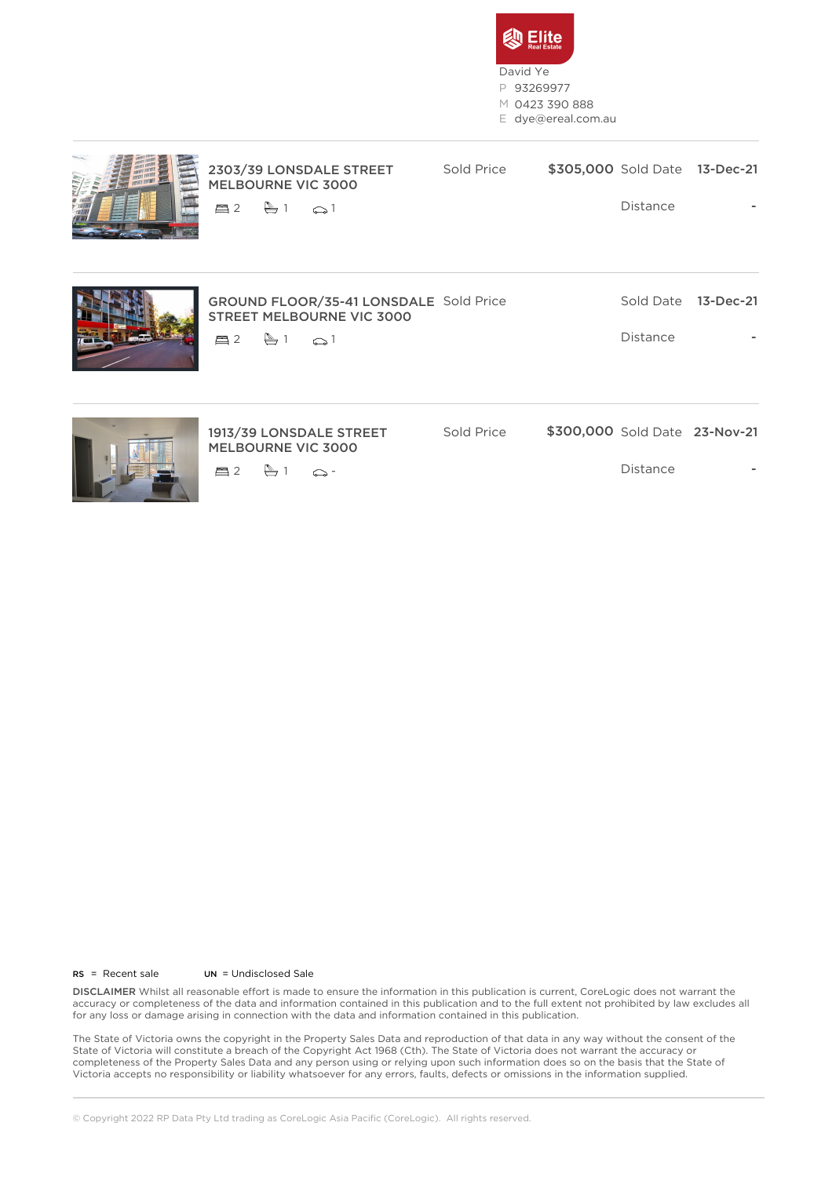Elite Real Estate

David Ye
P 93269977
M 0423 390 888
E dye@ereal.com.au

| | | | | |
|---|---|---|---|---|
| 2303/39 LONSDALE STREET MELBOURNE VIC 3000 | Sold Price | $305,000 | Sold Date | 13-Dec-21 |
| 2 bed, 1 bath, 1 car | | | Distance | - |
| GROUND FLOOR/35-41 LONSDALE STREET MELBOURNE VIC 3000 | Sold Price | | Sold Date | 13-Dec-21 |
| 2 bed, 1 bath, 1 car | | | Distance | - |
| 1913/39 LONSDALE STREET MELBOURNE VIC 3000 | Sold Price | $300,000 | Sold Date | 23-Nov-21 |
| 2 bed, 1 bath, - car | | | Distance | - |

**RS** = Recent sale **UN** = Undisclosed Sale

**DISCLAIMER** Whilst all reasonable effort is made to ensure the information in this publication is current, CoreLogic does not warrant the accuracy or completeness of the data and information contained in this publication and to the full extent not prohibited by law excludes all for any loss or damage arising in connection with the data and information contained in this publication.

The State of Victoria owns the copyright in the Property Sales Data and reproduction of that data in any way without the consent of the State of Victoria will constitute a breach of the Copyright Act 1968 (Cth). The State of Victoria does not warrant the accuracy or completeness of the Property Sales Data and any person using or relying upon such information does so on the basis that the State of Victoria accepts no responsibility or liability whatsoever for any errors, faults, defects or omissions in the information supplied.

© Copyright 2022 RP Data Pty Ltd trading as CoreLogic Asia Pacific (CoreLogic). All rights reserved.